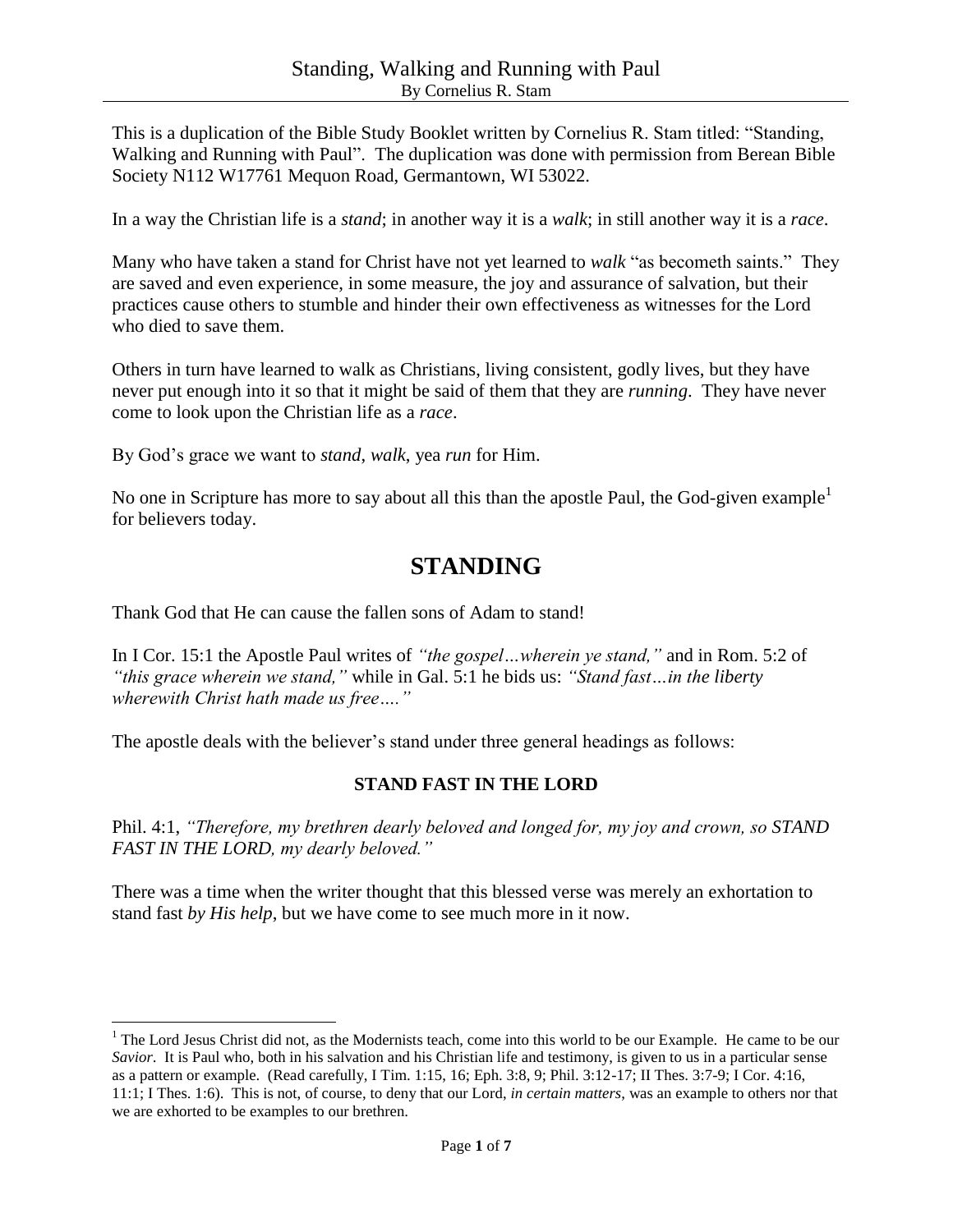This is a duplication of the Bible Study Booklet written by Cornelius R. Stam titled: "Standing, Walking and Running with Paul". The duplication was done with permission from Berean Bible Society N112 W17761 Mequon Road, Germantown, WI 53022.

In a way the Christian life is a *stand*; in another way it is a *walk*; in still another way it is a *race*.

Many who have taken a stand for Christ have not yet learned to *walk* "as becometh saints." They are saved and even experience, in some measure, the joy and assurance of salvation, but their practices cause others to stumble and hinder their own effectiveness as witnesses for the Lord who died to save them.

Others in turn have learned to walk as Christians, living consistent, godly lives, but they have never put enough into it so that it might be said of them that they are *running*. They have never come to look upon the Christian life as a *race*.

By God's grace we want to *stand*, *walk*, yea *run* for Him.

No one in Scripture has more to say about all this than the apostle Paul, the God-given example[1] for believers today.

# STANDING

Thank God that He can cause the fallen sons of Adam to stand!

In I Cor. 15:1 the Apostle Paul writes of *"the gospel…wherein ye stand,"* and in Rom. 5:2 of *"this grace wherein we stand,"* while in Gal. 5:1 he bids us: *"Stand fast…in the liberty wherewith Christ hath made us free…."*

The apostle deals with the believer's stand under three general headings as follows:

### STAND FAST IN THE LORD

Phil. 4:1, *"Therefore, my brethren dearly beloved and longed for, my joy and crown, so STAND FAST IN THE LORD, my dearly beloved."*

There was a time when the writer thought that this blessed verse was merely an exhortation to stand fast *by His help*, but we have come to see much more in it now.

---

[1] The Lord Jesus Christ did not, as the Modernists teach, come into this world to be our Example. He came to be our *Savior*. It is Paul who, both in his salvation and his Christian life and testimony, is given to us in a particular sense as a pattern or example. (Read carefully, I Tim. 1:15, 16; Eph. 3:8, 9; Phil. 3:12-17; II Thes. 3:7-9; I Cor. 4:16, 11:1; I Thes. 1:6). This is not, of course, to deny that our Lord, *in certain matters*, was an example to others nor that we are exhorted to be examples to our brethren.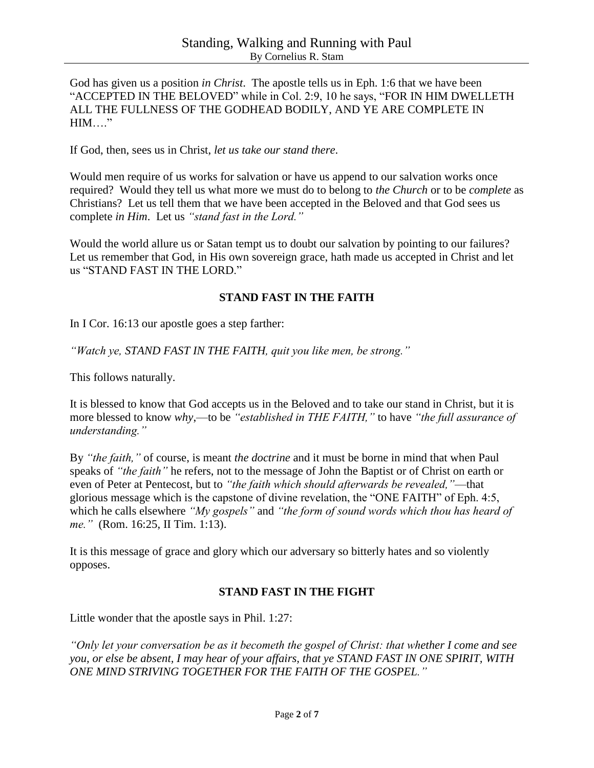God has given us a position *in Christ*. The apostle tells us in Eph. 1:6 that we have been "ACCEPTED IN THE BELOVED" while in Col. 2:9, 10 he says, "FOR IN HIM DWELLETH ALL THE FULLNESS OF THE GODHEAD BODILY, AND YE ARE COMPLETE IN HIM…."

If God, then, sees us in Christ, *let us take our stand there*.

Would men require of us works for salvation or have us append to our salvation works once required? Would they tell us what more we must do to belong to *the Church* or to be *complete* as Christians? Let us tell them that we have been accepted in the Beloved and that God sees us complete *in Him*. Let us *"stand fast in the Lord."*

Would the world allure us or Satan tempt us to doubt our salvation by pointing to our failures? Let us remember that God, in His own sovereign grace, hath made us accepted in Christ and let us "STAND FAST IN THE LORD."

## STAND FAST IN THE FAITH

In I Cor. 16:13 our apostle goes a step farther:

*"Watch ye, STAND FAST IN THE FAITH, quit you like men, be strong."*

This follows naturally.

It is blessed to know that God accepts us in the Beloved and to take our stand in Christ, but it is more blessed to know *why*,—to be *"established in THE FAITH,"* to have *"the full assurance of understanding."*

By *"the faith,"* of course, is meant *the doctrine* and it must be borne in mind that when Paul speaks of *"the faith"* he refers, not to the message of John the Baptist or of Christ on earth or even of Peter at Pentecost, but to *"the faith which should afterwards be revealed,"*—that glorious message which is the capstone of divine revelation, the "ONE FAITH" of Eph. 4:5, which he calls elsewhere *"My gospels"* and *"the form of sound words which thou has heard of me."* (Rom. 16:25, II Tim. 1:13).

It is this message of grace and glory which our adversary so bitterly hates and so violently opposes.

## STAND FAST IN THE FIGHT

Little wonder that the apostle says in Phil. 1:27:

*"Only let your conversation be as it becometh the gospel of Christ: that whether I come and see you, or else be absent, I may hear of your affairs, that ye STAND FAST IN ONE SPIRIT, WITH ONE MIND STRIVING TOGETHER FOR THE FAITH OF THE GOSPEL."*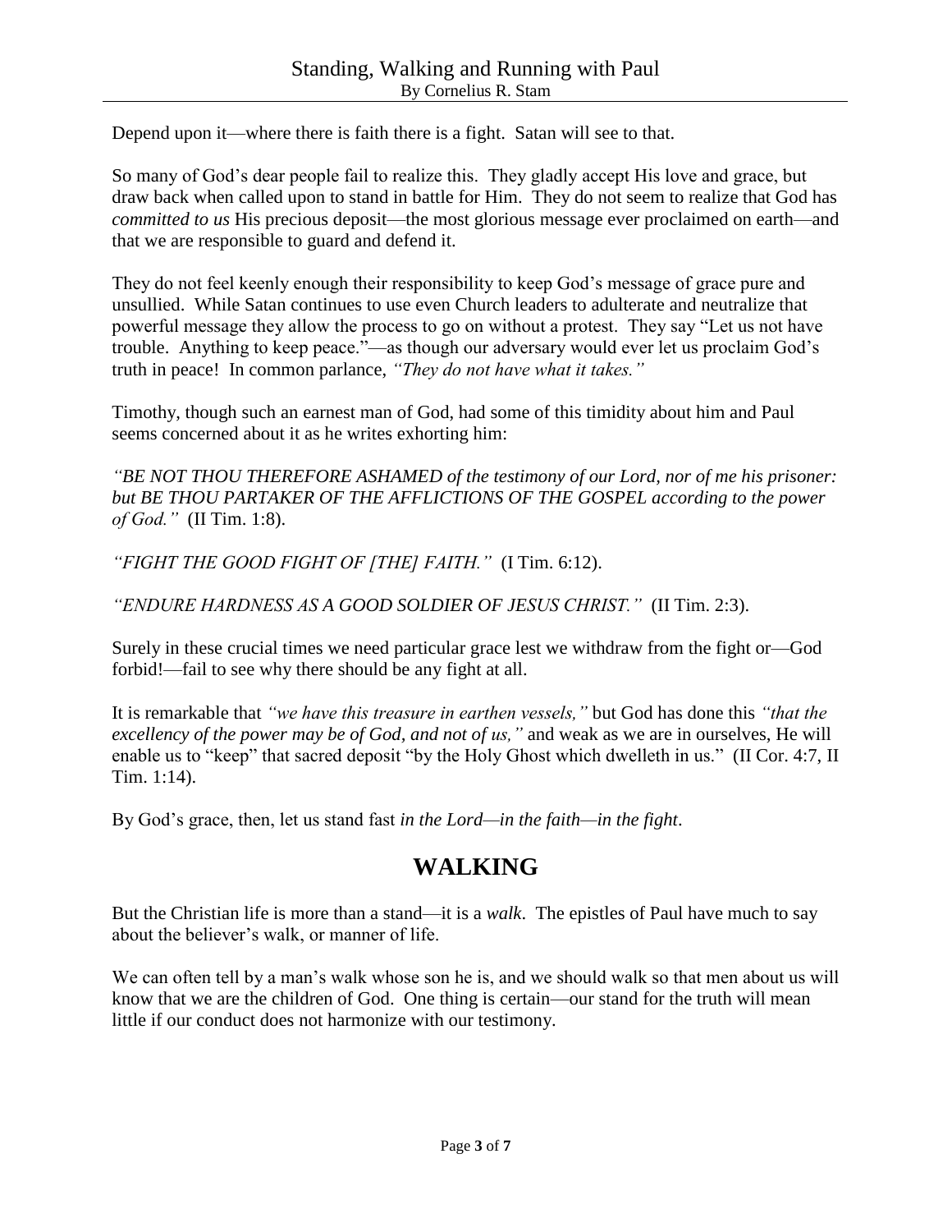Depend upon it—where there is faith there is a fight. Satan will see to that.

So many of God's dear people fail to realize this. They gladly accept His love and grace, but draw back when called upon to stand in battle for Him. They do not seem to realize that God has *committed to us* His precious deposit—the most glorious message ever proclaimed on earth—and that we are responsible to guard and defend it.

They do not feel keenly enough their responsibility to keep God's message of grace pure and unsullied. While Satan continues to use even Church leaders to adulterate and neutralize that powerful message they allow the process to go on without a protest. They say "Let us not have trouble. Anything to keep peace."—as though our adversary would ever let us proclaim God's truth in peace! In common parlance, *"They do not have what it takes."*

Timothy, though such an earnest man of God, had some of this timidity about him and Paul seems concerned about it as he writes exhorting him:

*"BE NOT THOU THEREFORE ASHAMED of the testimony of our Lord, nor of me his prisoner: but BE THOU PARTAKER OF THE AFFLICTIONS OF THE GOSPEL according to the power of God."* (II Tim. 1:8).

*"FIGHT THE GOOD FIGHT OF [THE] FAITH."* (I Tim. 6:12).

*"ENDURE HARDNESS AS A GOOD SOLDIER OF JESUS CHRIST."* (II Tim. 2:3).

Surely in these crucial times we need particular grace lest we withdraw from the fight or—God forbid!—fail to see why there should be any fight at all.

It is remarkable that *"we have this treasure in earthen vessels,"* but God has done this *"that the excellency of the power may be of God, and not of us,"* and weak as we are in ourselves, He will enable us to "keep" that sacred deposit "by the Holy Ghost which dwelleth in us." (II Cor. 4:7, II Tim. 1:14).

By God's grace, then, let us stand fast *in the Lord—in the faith—in the fight*.

## WALKING

But the Christian life is more than a stand—it is a *walk*. The epistles of Paul have much to say about the believer's walk, or manner of life.

We can often tell by a man's walk whose son he is, and we should walk so that men about us will know that we are the children of God. One thing is certain—our stand for the truth will mean little if our conduct does not harmonize with our testimony.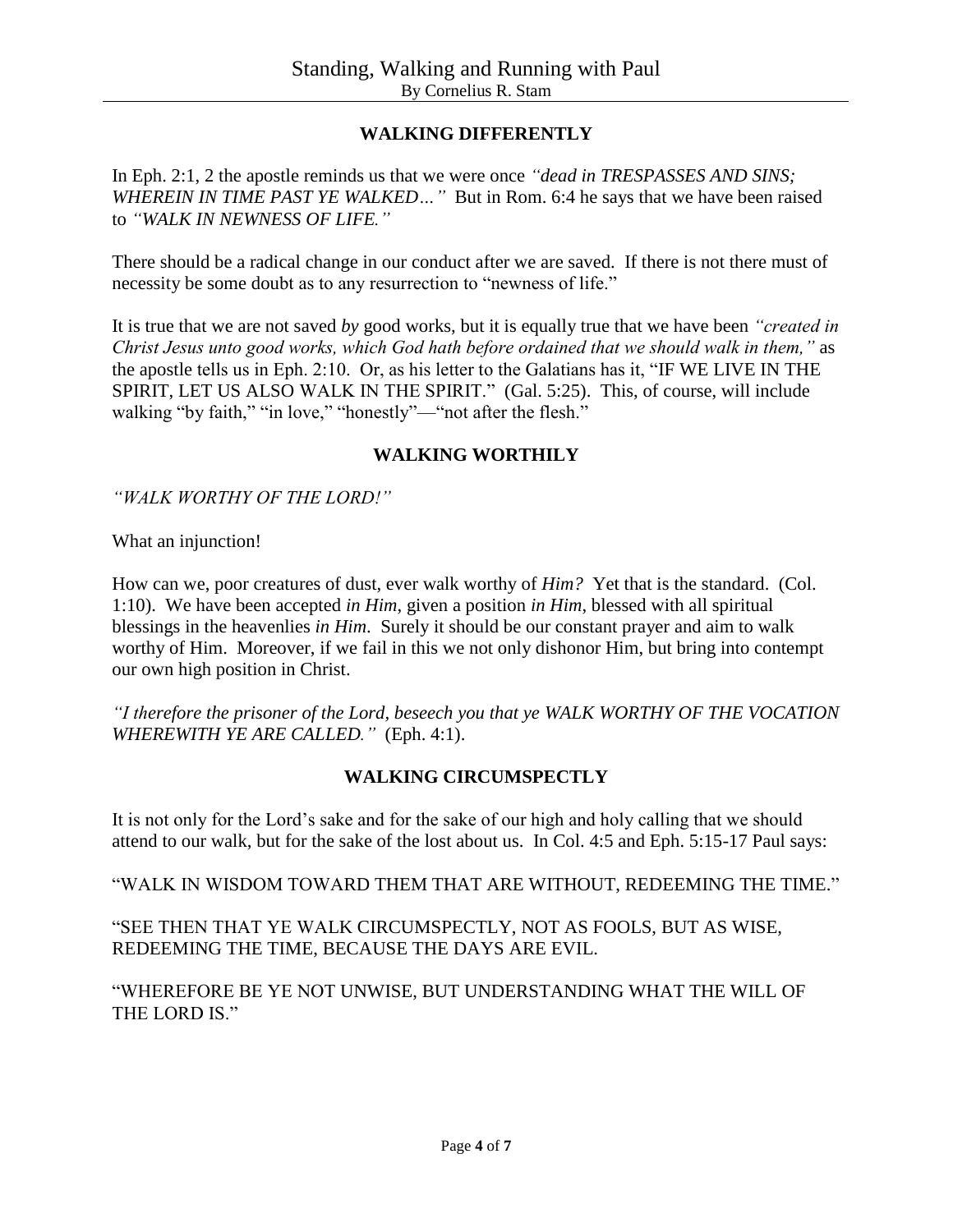## WALKING DIFFERENTLY

In Eph. 2:1, 2 the apostle reminds us that we were once *"dead in TRESPASSES AND SINS; WHEREIN IN TIME PAST YE WALKED…"* But in Rom. 6:4 he says that we have been raised to *"WALK IN NEWNESS OF LIFE."*

There should be a radical change in our conduct after we are saved. If there is not there must of necessity be some doubt as to any resurrection to "newness of life."

It is true that we are not saved *by* good works, but it is equally true that we have been *"created in Christ Jesus unto good works, which God hath before ordained that we should walk in them,"* as the apostle tells us in Eph. 2:10. Or, as his letter to the Galatians has it, "IF WE LIVE IN THE SPIRIT, LET US ALSO WALK IN THE SPIRIT." (Gal. 5:25). This, of course, will include walking "by faith," "in love," "honestly"—"not after the flesh."

## WALKING WORTHILY

*"WALK WORTHY OF THE LORD!"*

What an injunction!

How can we, poor creatures of dust, ever walk worthy of *Him?* Yet that is the standard. (Col. 1:10). We have been accepted *in Him*, given a position *in Him*, blessed with all spiritual blessings in the heavenlies *in Him*. Surely it should be our constant prayer and aim to walk worthy of Him. Moreover, if we fail in this we not only dishonor Him, but bring into contempt our own high position in Christ.

*"I therefore the prisoner of the Lord, beseech you that ye WALK WORTHY OF THE VOCATION WHEREWITH YE ARE CALLED."* (Eph. 4:1).

## WALKING CIRCUMSPECTLY

It is not only for the Lord's sake and for the sake of our high and holy calling that we should attend to our walk, but for the sake of the lost about us. In Col. 4:5 and Eph. 5:15-17 Paul says:

"WALK IN WISDOM TOWARD THEM THAT ARE WITHOUT, REDEEMING THE TIME."

"SEE THEN THAT YE WALK CIRCUMSPECTLY, NOT AS FOOLS, BUT AS WISE, REDEEMING THE TIME, BECAUSE THE DAYS ARE EVIL.

"WHEREFORE BE YE NOT UNWISE, BUT UNDERSTANDING WHAT THE WILL OF THE LORD IS."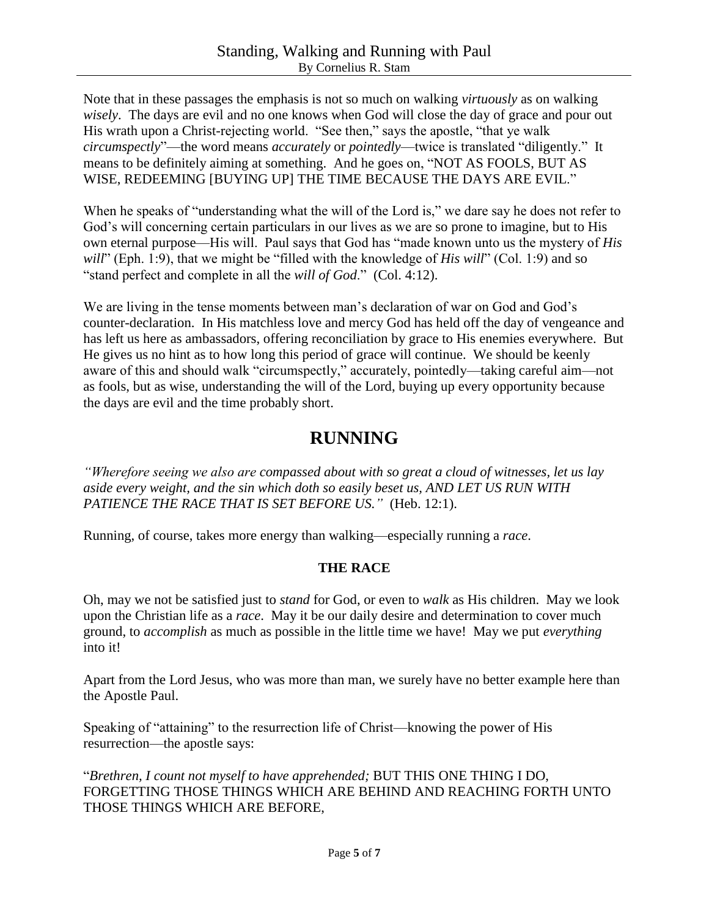Note that in these passages the emphasis is not so much on walking *virtuously* as on walking *wisely*. The days are evil and no one knows when God will close the day of grace and pour out His wrath upon a Christ-rejecting world. "See then," says the apostle, "that ye walk *circumspectly*"—the word means *accurately* or *pointedly*—twice is translated "diligently." It means to be definitely aiming at something. And he goes on, "NOT AS FOOLS, BUT AS WISE, REDEEMING [BUYING UP] THE TIME BECAUSE THE DAYS ARE EVIL."

When he speaks of "understanding what the will of the Lord is," we dare say he does not refer to God's will concerning certain particulars in our lives as we are so prone to imagine, but to His own eternal purpose—His will. Paul says that God has "made known unto us the mystery of *His will*" (Eph. 1:9), that we might be "filled with the knowledge of *His will*" (Col. 1:9) and so "stand perfect and complete in all the *will of God*." (Col. 4:12).

We are living in the tense moments between man's declaration of war on God and God's counter-declaration. In His matchless love and mercy God has held off the day of vengeance and has left us here as ambassadors, offering reconciliation by grace to His enemies everywhere. But He gives us no hint as to how long this period of grace will continue. We should be keenly aware of this and should walk "circumspectly," accurately, pointedly—taking careful aim—not as fools, but as wise, understanding the will of the Lord, buying up every opportunity because the days are evil and the time probably short.

# RUNNING

*"Wherefore seeing we also are compassed about with so great a cloud of witnesses, let us lay aside every weight, and the sin which doth so easily beset us, AND LET US RUN WITH PATIENCE THE RACE THAT IS SET BEFORE US."* (Heb. 12:1).

Running, of course, takes more energy than walking—especially running a *race*.

### THE RACE

Oh, may we not be satisfied just to *stand* for God, or even to *walk* as His children. May we look upon the Christian life as a *race*. May it be our daily desire and determination to cover much ground, to *accomplish* as much as possible in the little time we have! May we put *everything* into it!

Apart from the Lord Jesus, who was more than man, we surely have no better example here than the Apostle Paul.

Speaking of "attaining" to the resurrection life of Christ—knowing the power of His resurrection—the apostle says:

"*Brethren, I count not myself to have apprehended;* BUT THIS ONE THING I DO, FORGETTING THOSE THINGS WHICH ARE BEHIND AND REACHING FORTH UNTO THOSE THINGS WHICH ARE BEFORE,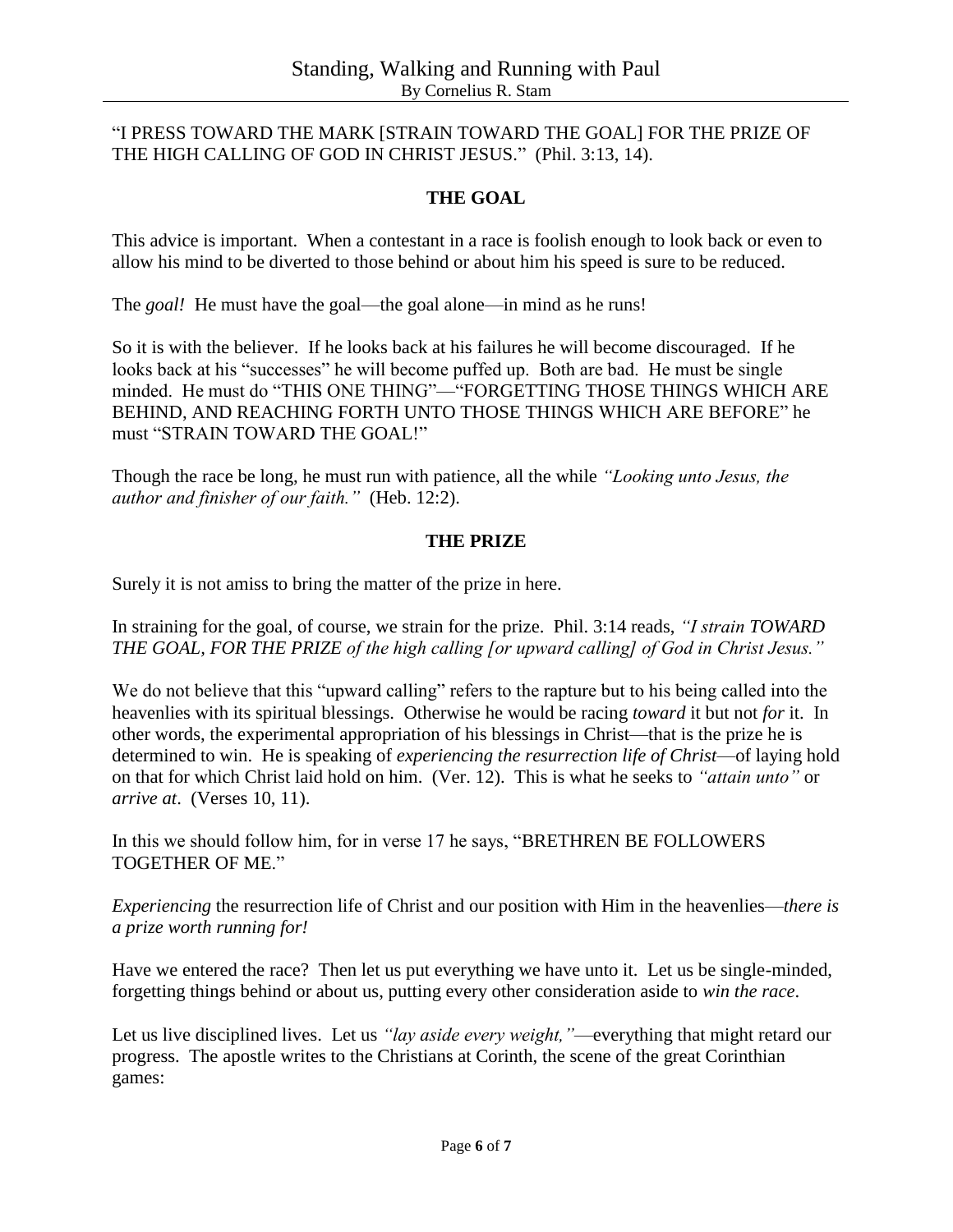"I PRESS TOWARD THE MARK [STRAIN TOWARD THE GOAL] FOR THE PRIZE OF THE HIGH CALLING OF GOD IN CHRIST JESUS." (Phil. 3:13, 14).

## THE GOAL

This advice is important. When a contestant in a race is foolish enough to look back or even to allow his mind to be diverted to those behind or about him his speed is sure to be reduced.

The *goal!* He must have the goal—the goal alone—in mind as he runs!

So it is with the believer. If he looks back at his failures he will become discouraged. If he looks back at his "successes" he will become puffed up. Both are bad. He must be single minded. He must do "THIS ONE THING"—"FORGETTING THOSE THINGS WHICH ARE BEHIND, AND REACHING FORTH UNTO THOSE THINGS WHICH ARE BEFORE" he must "STRAIN TOWARD THE GOAL!"

Though the race be long, he must run with patience, all the while *"Looking unto Jesus, the author and finisher of our faith."* (Heb. 12:2).

## THE PRIZE

Surely it is not amiss to bring the matter of the prize in here.

In straining for the goal, of course, we strain for the prize. Phil. 3:14 reads, *"I strain TOWARD THE GOAL, FOR THE PRIZE of the high calling [or upward calling] of God in Christ Jesus."*

We do not believe that this "upward calling" refers to the rapture but to his being called into the heavenlies with its spiritual blessings. Otherwise he would be racing *toward* it but not *for* it. In other words, the experimental appropriation of his blessings in Christ—that is the prize he is determined to win. He is speaking of *experiencing the resurrection life of Christ*—of laying hold on that for which Christ laid hold on him. (Ver. 12). This is what he seeks to *"attain unto"* or *arrive at*. (Verses 10, 11).

In this we should follow him, for in verse 17 he says, "BRETHREN BE FOLLOWERS TOGETHER OF ME."

*Experiencing* the resurrection life of Christ and our position with Him in the heavenlies—*there is a prize worth running for!*

Have we entered the race? Then let us put everything we have unto it. Let us be single-minded, forgetting things behind or about us, putting every other consideration aside to *win the race*.

Let us live disciplined lives. Let us *"lay aside every weight,"*—everything that might retard our progress. The apostle writes to the Christians at Corinth, the scene of the great Corinthian games: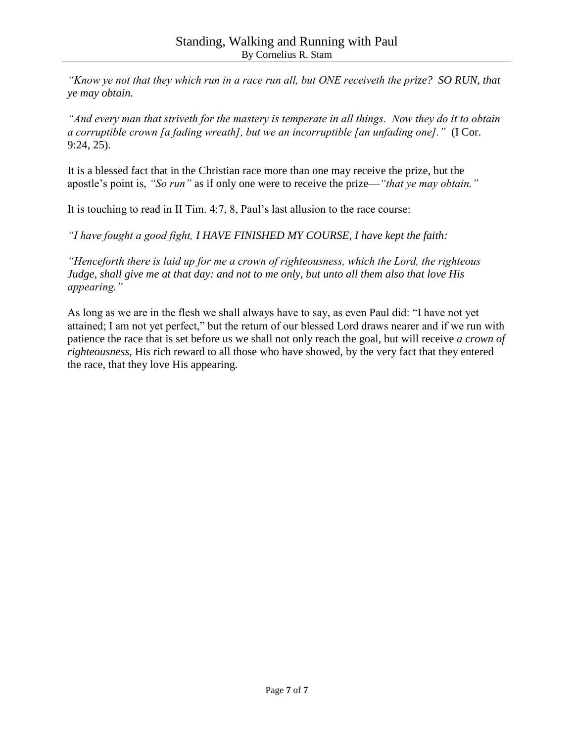*"Know ye not that they which run in a race run all, but ONE receiveth the prize? SO RUN, that ye may obtain.*

*"And every man that striveth for the mastery is temperate in all things. Now they do it to obtain a corruptible crown [a fading wreath], but we an incorruptible [an unfading one]."* (I Cor. 9:24, 25).

It is a blessed fact that in the Christian race more than one may receive the prize, but the apostle's point is, *"So run"* as if only one were to receive the prize—*"that ye may obtain."*

It is touching to read in II Tim. 4:7, 8, Paul's last allusion to the race course:

*"I have fought a good fight, I HAVE FINISHED MY COURSE, I have kept the faith:*

*"Henceforth there is laid up for me a crown of righteousness, which the Lord, the righteous Judge, shall give me at that day: and not to me only, but unto all them also that love His appearing."*

As long as we are in the flesh we shall always have to say, as even Paul did: "I have not yet attained; I am not yet perfect," but the return of our blessed Lord draws nearer and if we run with patience the race that is set before us we shall not only reach the goal, but will receive *a crown of righteousness*, His rich reward to all those who have showed, by the very fact that they entered the race, that they love His appearing.